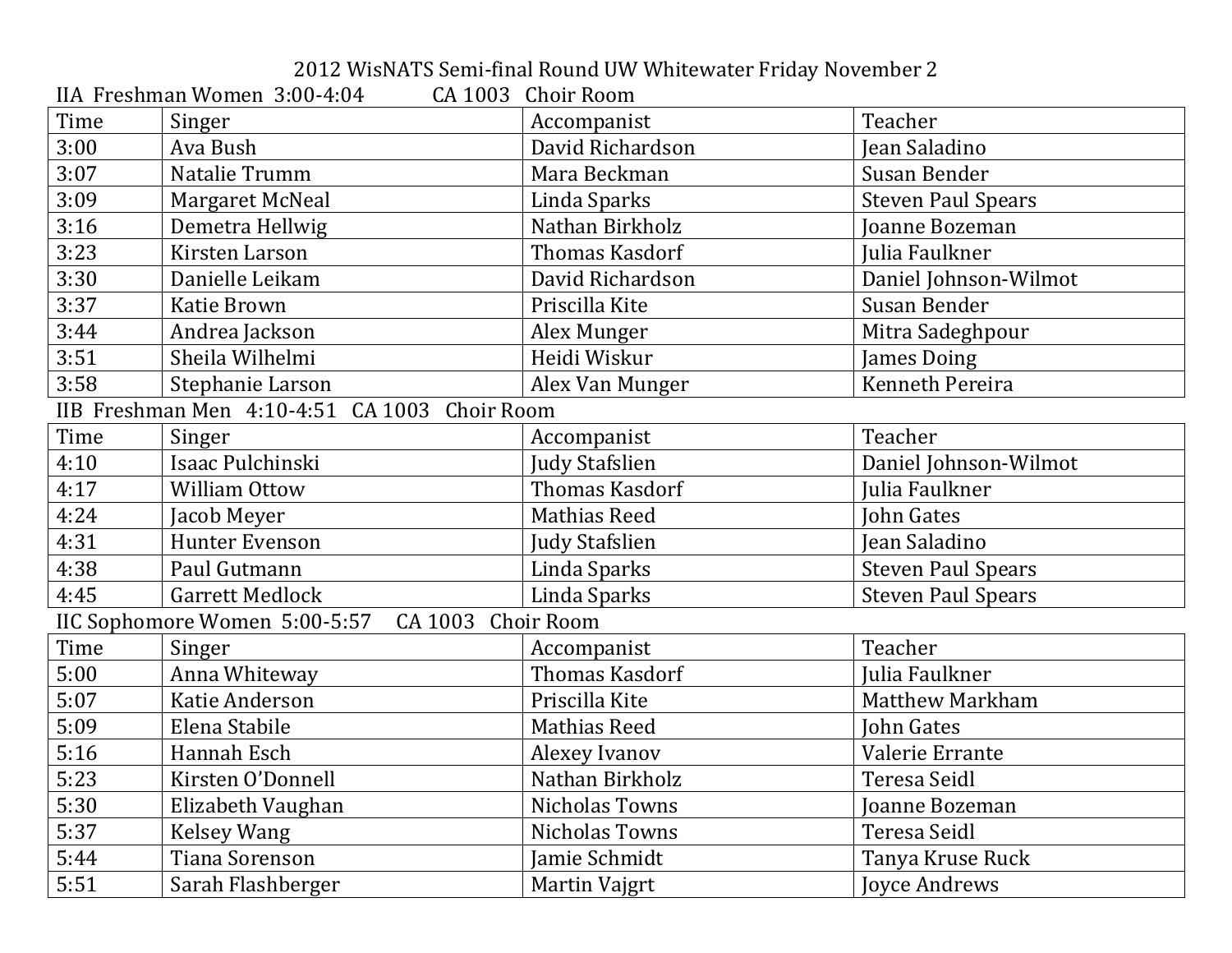# 2012 WisNATS Semi-final Round UW Whitewater Friday November 2

## IIA Freshman Women 3:00-4:04 CA 1003 Choir Room

| Time | Singer | Accompanist | Teacher |
|---|---|---|---|
| 3:00 | Ava Bush | David Richardson | Jean Saladino |
| 3:07 | Natalie Trumm | Mara Beckman | Susan Bender |
| 3:09 | Margaret McNeal | Linda Sparks | Steven Paul Spears |
| 3:16 | Demetra Hellwig | Nathan Birkholz | Joanne Bozeman |
| 3:23 | Kirsten Larson | Thomas Kasdorf | Julia Faulkner |
| 3:30 | Danielle Leikam | David Richardson | Daniel Johnson-Wilmot |
| 3:37 | Katie Brown | Priscilla Kite | Susan Bender |
| 3:44 | Andrea Jackson | Alex Munger | Mitra Sadeghpour |
| 3:51 | Sheila Wilhelmi | Heidi Wiskur | James Doing |
| 3:58 | Stephanie Larson | Alex Van Munger | Kenneth Pereira |

## IIB Freshman Men 4:10-4:51 CA 1003 Choir Room

| Time | Singer | Accompanist | Teacher |
|---|---|---|---|
| 4:10 | Isaac Pulchinski | Judy Stafslien | Daniel Johnson-Wilmot |
| 4:17 | William Ottow | Thomas Kasdorf | Julia Faulkner |
| 4:24 | Jacob Meyer | Mathias Reed | John Gates |
| 4:31 | Hunter Evenson | Judy Stafslien | Jean Saladino |
| 4:38 | Paul Gutmann | Linda Sparks | Steven Paul Spears |
| 4:45 | Garrett Medlock | Linda Sparks | Steven Paul Spears |

## IIC Sophomore Women 5:00-5:57 CA 1003 Choir Room

| Time | Singer | Accompanist | Teacher |
|---|---|---|---|
| 5:00 | Anna Whiteway | Thomas Kasdorf | Julia Faulkner |
| 5:07 | Katie Anderson | Priscilla Kite | Matthew Markham |
| 5:09 | Elena Stabile | Mathias Reed | John Gates |
| 5:16 | Hannah Esch | Alexey Ivanov | Valerie Errante |
| 5:23 | Kirsten O'Donnell | Nathan Birkholz | Teresa Seidl |
| 5:30 | Elizabeth Vaughan | Nicholas Towns | Joanne Bozeman |
| 5:37 | Kelsey Wang | Nicholas Towns | Teresa Seidl |
| 5:44 | Tiana Sorenson | Jamie Schmidt | Tanya Kruse Ruck |
| 5:51 | Sarah Flashberger | Martin Vajgrt | Joyce Andrews |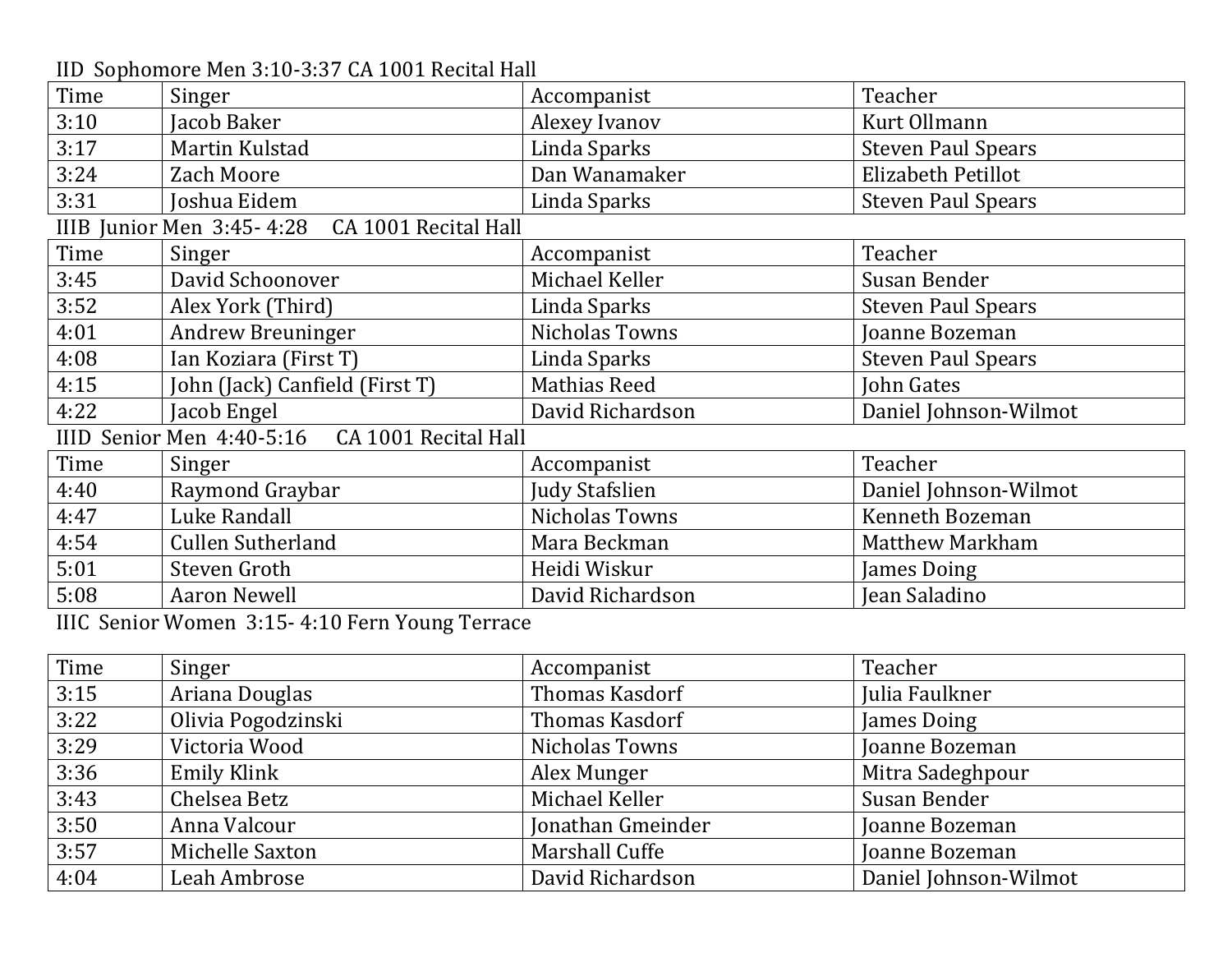IID Sophomore Men 3:10-3:37 CA 1001 Recital Hall

| Time | Singer | Accompanist | Teacher |
|---|---|---|---|
| 3:10 | Jacob Baker | Alexey Ivanov | Kurt Ollmann |
| 3:17 | Martin Kulstad | Linda Sparks | Steven Paul Spears |
| 3:24 | Zach Moore | Dan Wanamaker | Elizabeth Petillot |
| 3:31 | Joshua Eidem | Linda Sparks | Steven Paul Spears |

IIIB Junior Men 3:45- 4:28 CA 1001 Recital Hall

| Time | Singer | Accompanist | Teacher |
|---|---|---|---|
| 3:45 | David Schoonover | Michael Keller | Susan Bender |
| 3:52 | Alex York (Third) | Linda Sparks | Steven Paul Spears |
| 4:01 | Andrew Breuninger | Nicholas Towns | Joanne Bozeman |
| 4:08 | Ian Koziara (First T) | Linda Sparks | Steven Paul Spears |
| 4:15 | John (Jack) Canfield (First T) | Mathias Reed | John Gates |
| 4:22 | Jacob Engel | David Richardson | Daniel Johnson-Wilmot |

IIID Senior Men 4:40-5:16 CA 1001 Recital Hall

| Time | Singer | Accompanist | Teacher |
|---|---|---|---|
| 4:40 | Raymond Graybar | Judy Stafslien | Daniel Johnson-Wilmot |
| 4:47 | Luke Randall | Nicholas Towns | Kenneth Bozeman |
| 4:54 | Cullen Sutherland | Mara Beckman | Matthew Markham |
| 5:01 | Steven Groth | Heidi Wiskur | James Doing |
| 5:08 | Aaron Newell | David Richardson | Jean Saladino |

IIIC Senior Women 3:15- 4:10 Fern Young Terrace

| Time | Singer | Accompanist | Teacher |
|---|---|---|---|
| 3:15 | Ariana Douglas | Thomas Kasdorf | Julia Faulkner |
| 3:22 | Olivia Pogodzinski | Thomas Kasdorf | James Doing |
| 3:29 | Victoria Wood | Nicholas Towns | Joanne Bozeman |
| 3:36 | Emily Klink | Alex Munger | Mitra Sadeghpour |
| 3:43 | Chelsea Betz | Michael Keller | Susan Bender |
| 3:50 | Anna Valcour | Jonathan Gmeinder | Joanne Bozeman |
| 3:57 | Michelle Saxton | Marshall Cuffe | Joanne Bozeman |
| 4:04 | Leah Ambrose | David Richardson | Daniel Johnson-Wilmot |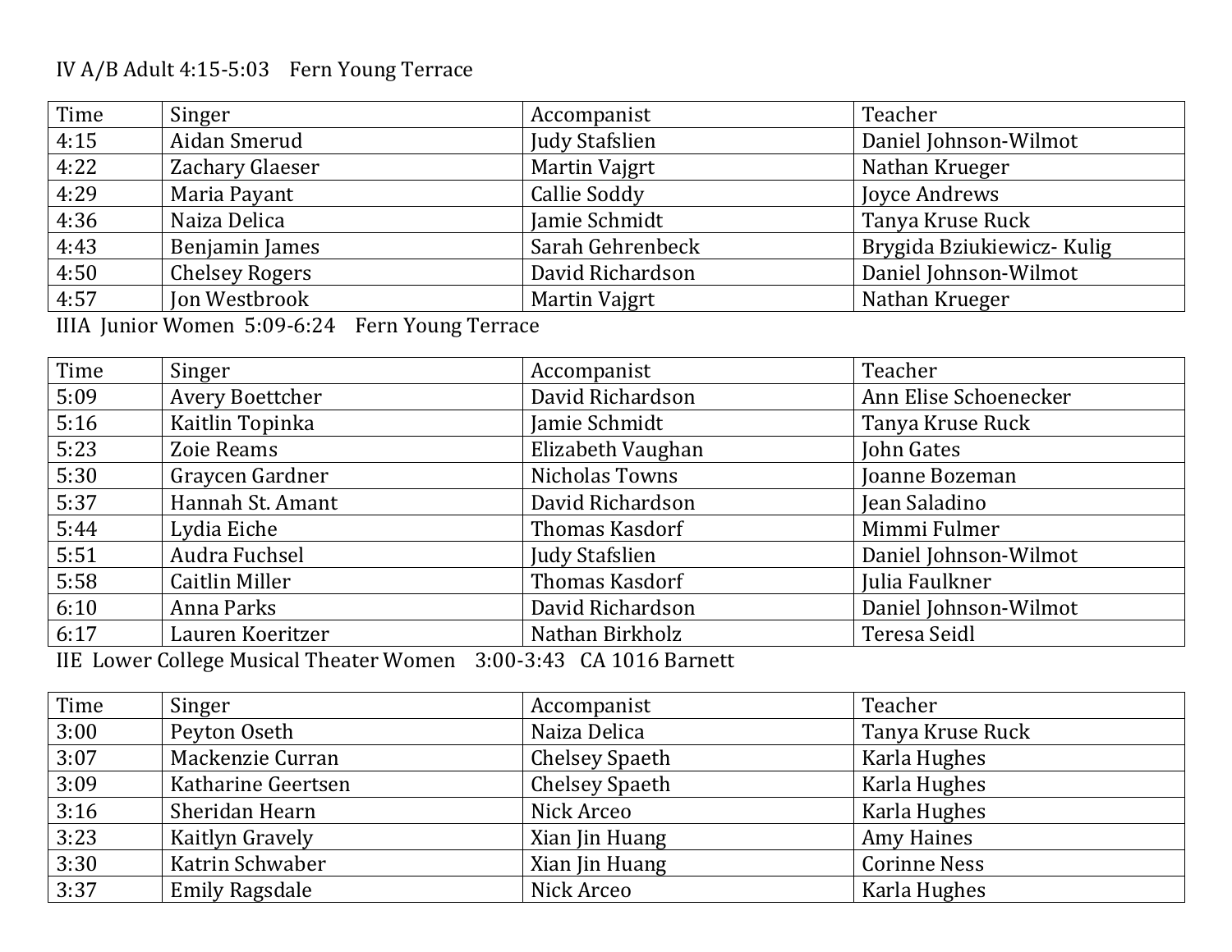IV A/B Adult 4:15-5:03 Fern Young Terrace

| Time | Singer | Accompanist | Teacher |
|---|---|---|---|
| 4:15 | Aidan Smerud | Judy Stafslien | Daniel Johnson-Wilmot |
| 4:22 | Zachary Glaeser | Martin Vajgrt | Nathan Krueger |
| 4:29 | Maria Payant | Callie Soddy | Joyce Andrews |
| 4:36 | Naiza Delica | Jamie Schmidt | Tanya Kruse Ruck |
| 4:43 | Benjamin James | Sarah Gehrenbeck | Brygida Bziukiewicz- Kulig |
| 4:50 | Chelsey Rogers | David Richardson | Daniel Johnson-Wilmot |
| 4:57 | Jon Westbrook | Martin Vajgrt | Nathan Krueger |

IIIA Junior Women 5:09-6:24 Fern Young Terrace

| Time | Singer | Accompanist | Teacher |
|---|---|---|---|
| 5:09 | Avery Boettcher | David Richardson | Ann Elise Schoenecker |
| 5:16 | Kaitlin Topinka | Jamie Schmidt | Tanya Kruse Ruck |
| 5:23 | Zoie Reams | Elizabeth Vaughan | John Gates |
| 5:30 | Graycen Gardner | Nicholas Towns | Joanne Bozeman |
| 5:37 | Hannah St. Amant | David Richardson | Jean Saladino |
| 5:44 | Lydia Eiche | Thomas Kasdorf | Mimmi Fulmer |
| 5:51 | Audra Fuchsel | Judy Stafslien | Daniel Johnson-Wilmot |
| 5:58 | Caitlin Miller | Thomas Kasdorf | Julia Faulkner |
| 6:10 | Anna Parks | David Richardson | Daniel Johnson-Wilmot |
| 6:17 | Lauren Koeritzer | Nathan Birkholz | Teresa Seidl |

IIE Lower College Musical Theater Women 3:00-3:43 CA 1016 Barnett

| Time | Singer | Accompanist | Teacher |
|---|---|---|---|
| 3:00 | Peyton Oseth | Naiza Delica | Tanya Kruse Ruck |
| 3:07 | Mackenzie Curran | Chelsey Spaeth | Karla Hughes |
| 3:09 | Katharine Geertsen | Chelsey Spaeth | Karla Hughes |
| 3:16 | Sheridan Hearn | Nick Arceo | Karla Hughes |
| 3:23 | Kaitlyn Gravely | Xian Jin Huang | Amy Haines |
| 3:30 | Katrin Schwaber | Xian Jin Huang | Corinne Ness |
| 3:37 | Emily Ragsdale | Nick Arceo | Karla Hughes |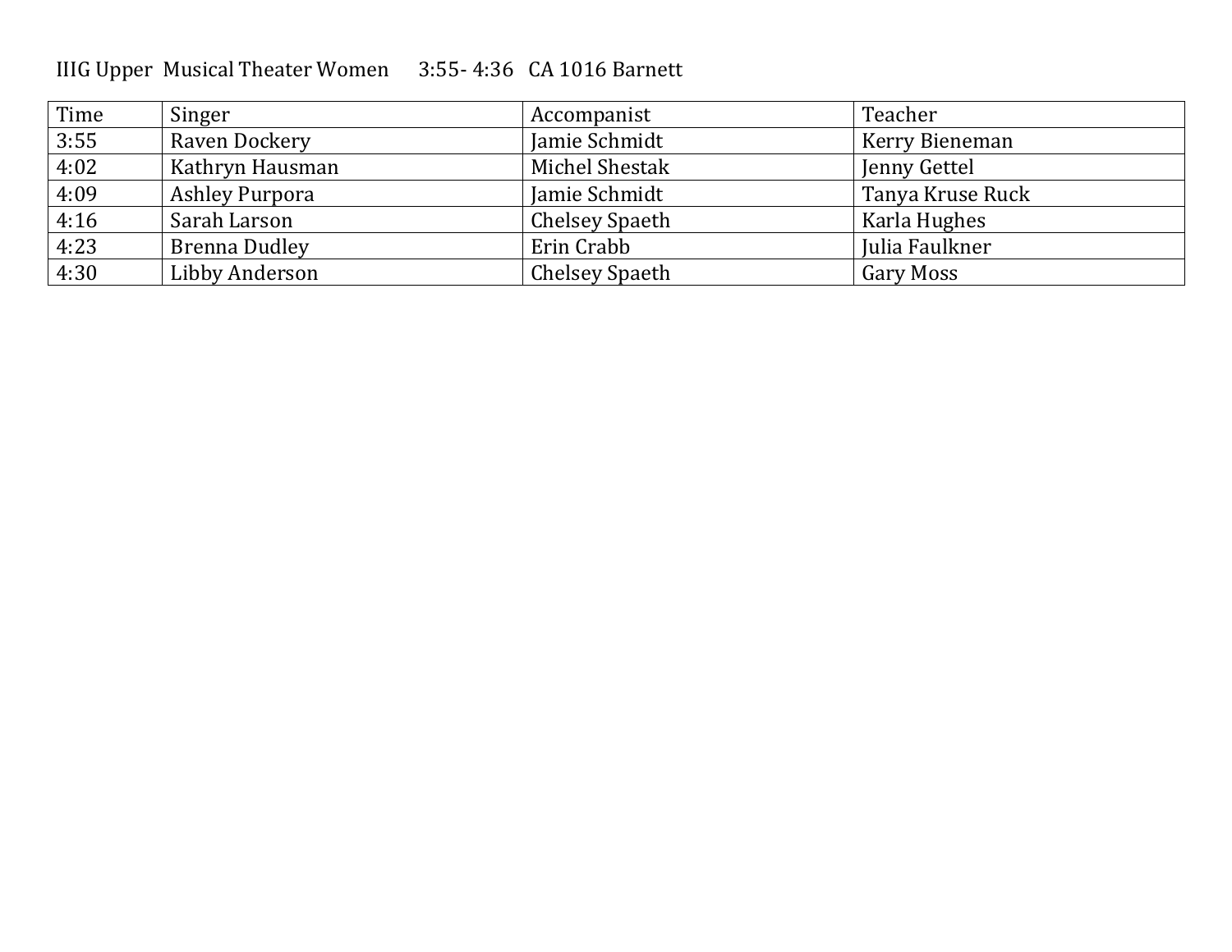IIIG Upper Musical Theater Women 3:55- 4:36 CA 1016 Barnett

| Time | Singer | Accompanist | Teacher |
|---|---|---|---|
| 3:55 | Raven Dockery | Jamie Schmidt | Kerry Bieneman |
| 4:02 | Kathryn Hausman | Michel Shestak | Jenny Gettel |
| 4:09 | Ashley Purpora | Jamie Schmidt | Tanya Kruse Ruck |
| 4:16 | Sarah Larson | Chelsey Spaeth | Karla Hughes |
| 4:23 | Brenna Dudley | Erin Crabb | Julia Faulkner |
| 4:30 | Libby Anderson | Chelsey Spaeth | Gary Moss |